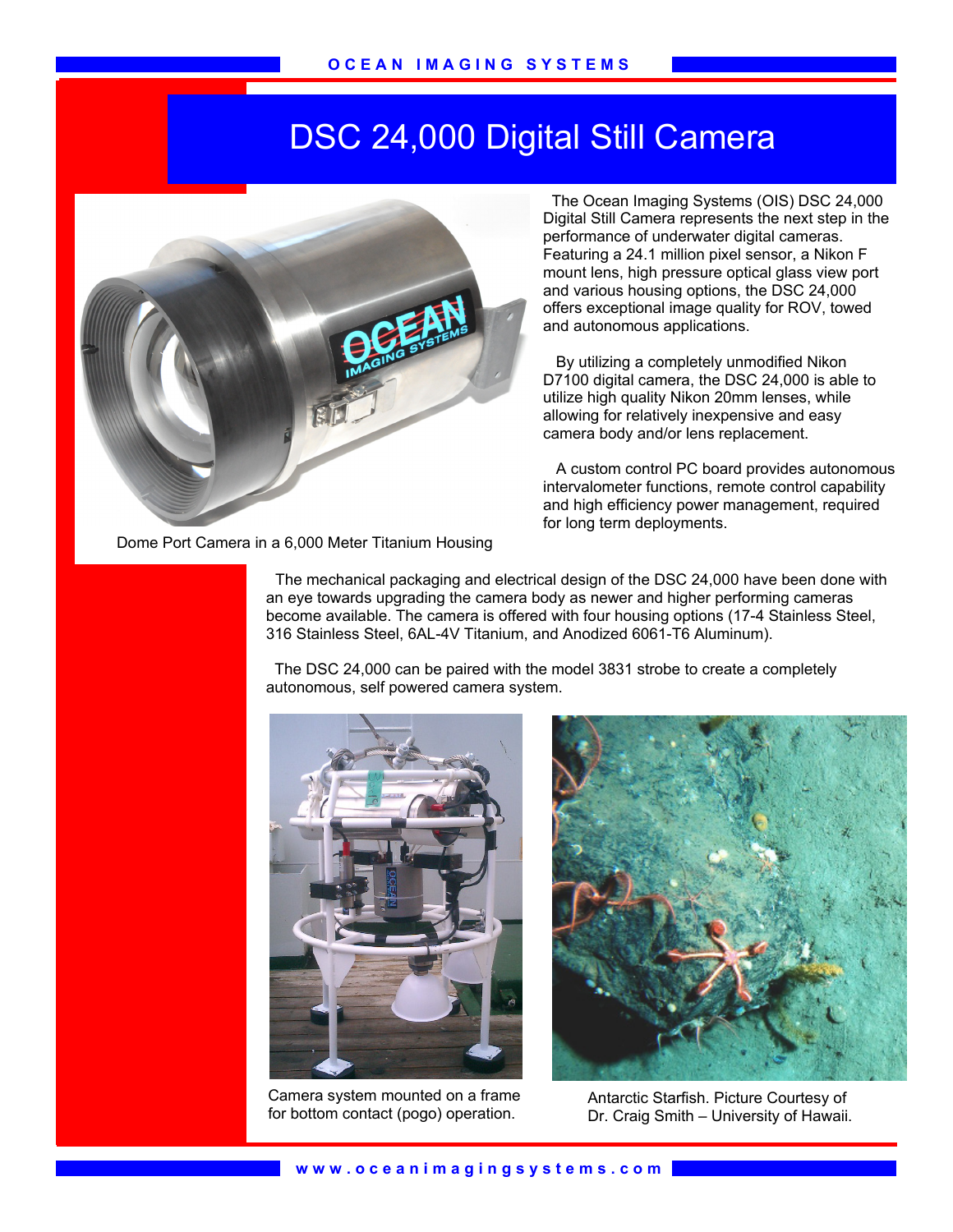# DSC 24,000 Digital Still Camera

The Ocean Imaging Systems (OIS) DSC 24,000 Digital Still Camera represents the next step in the performance of underwater digital cameras. Featuring a 24.1 million pixel sensor, a Nikon F mount lens, high pressure optical glass view port and various housing options, the DSC 24,000 offers exceptional image quality for ROV, towed and autonomous applications.

By utilizing a completely unmodified Nikon D7100 digital camera, the DSC 24,000 is able to utilize high quality Nikon 20mm lenses, while allowing for relatively inexpensive and easy camera body and/or lens replacement.

A custom control PC board provides autonomous intervalometer functions, remote control capability and high efficiency power management, required for long term deployments.

Dome Port Camera in a 6,000 Meter Titanium Housing

The mechanical packaging and electrical design of the DSC 24,000 have been done with an eye towards upgrading the camera body as newer and higher performing cameras become available. The camera is offered with four housing options (17-4 Stainless Steel, 316 Stainless Steel, 6AL-4V Titanium, and Anodized 6061-T6 Aluminum).

The DSC 24,000 can be paired with the model 3831 strobe to create a completely autonomous, self powered camera system.

Camera system mounted on a frame for bottom contact (pogo) operation.

Antarctic Starfish. Picture Courtesy of Dr. Craig Smith – University of Hawaii.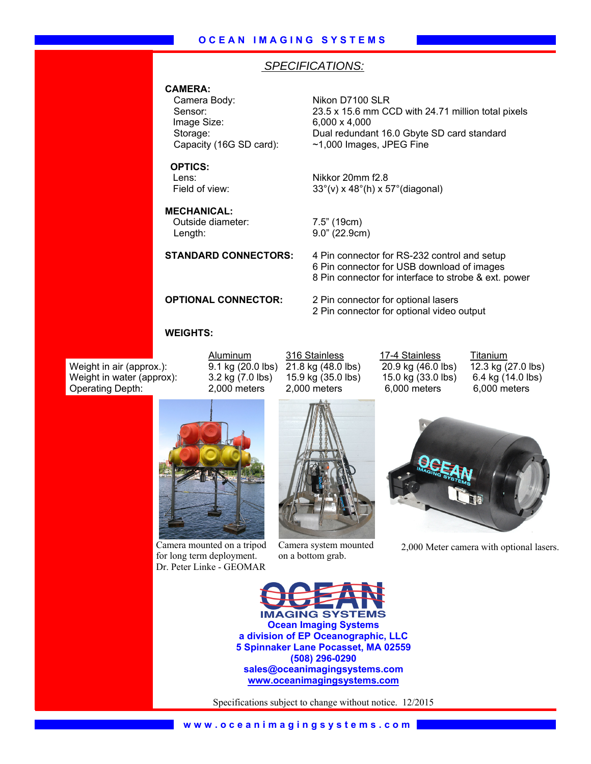## SPECIFICATIONS:

**CAMERA:**

| | |
|---|---|
| Camera Body: | Nikon D7100 SLR |
| Sensor: | 23.5 x 15.6 mm CCD with 24.71 million total pixels |
| Image Size: | 6,000 x 4,000 |
| Storage: | Dual redundant 16.0 Gbyte SD card standard |
| Capacity (16G SD card): | ~1,000 Images, JPEG Fine |

**OPTICS:**

| | |
|---|---|
| Lens: | Nikkor 20mm f2.8 |
| Field of view: | 33°(v) x 48°(h) x 57°(diagonal) |

**MECHANICAL:**

| | |
|---|---|
| Outside diameter: | 7.5" (19cm) |
| Length: | 9.0" (22.9cm) |

**STANDARD CONNECTORS:**

4 Pin connector for RS-232 control and setup
6 Pin connector for USB download of images
8 Pin connector for interface to strobe & ext. power

**OPTIONAL CONNECTOR:**

2 Pin connector for optional lasers
2 Pin connector for optional video output

**WEIGHTS:**

| | Aluminum | 316 Stainless | 17-4 Stainless | Titanium |
|---|---|---|---|---|
| Weight in air (approx.): | 9.1 kg (20.0 lbs) | 21.8 kg (48.0 lbs) | 20.9 kg (46.0 lbs) | 12.3 kg (27.0 lbs) |
| Weight in water (approx): | 3.2 kg (7.0 lbs) | 15.9 kg (35.0 lbs) | 15.0 kg (33.0 lbs) | 6.4 kg (14.0 lbs) |
| Operating Depth: | 2,000 meters | 2,000 meters | 6,000 meters | 6,000 meters |

Camera mounted on a tripod for long term deployment. Dr. Peter Linke - GEOMAR

Camera system mounted on a bottom grab.

2,000 Meter camera with optional lasers.

**OCEAN IMAGING SYSTEMS**

**Ocean Imaging Systems**
**a division of EP Oceanographic, LLC**
**5 Spinnaker Lane Pocasset, MA 02559**
**(508) 296-0290**
**sales@oceanimagingsystems.com**
**www.oceanimagingsystems.com**

Specifications subject to change without notice. 12/2015